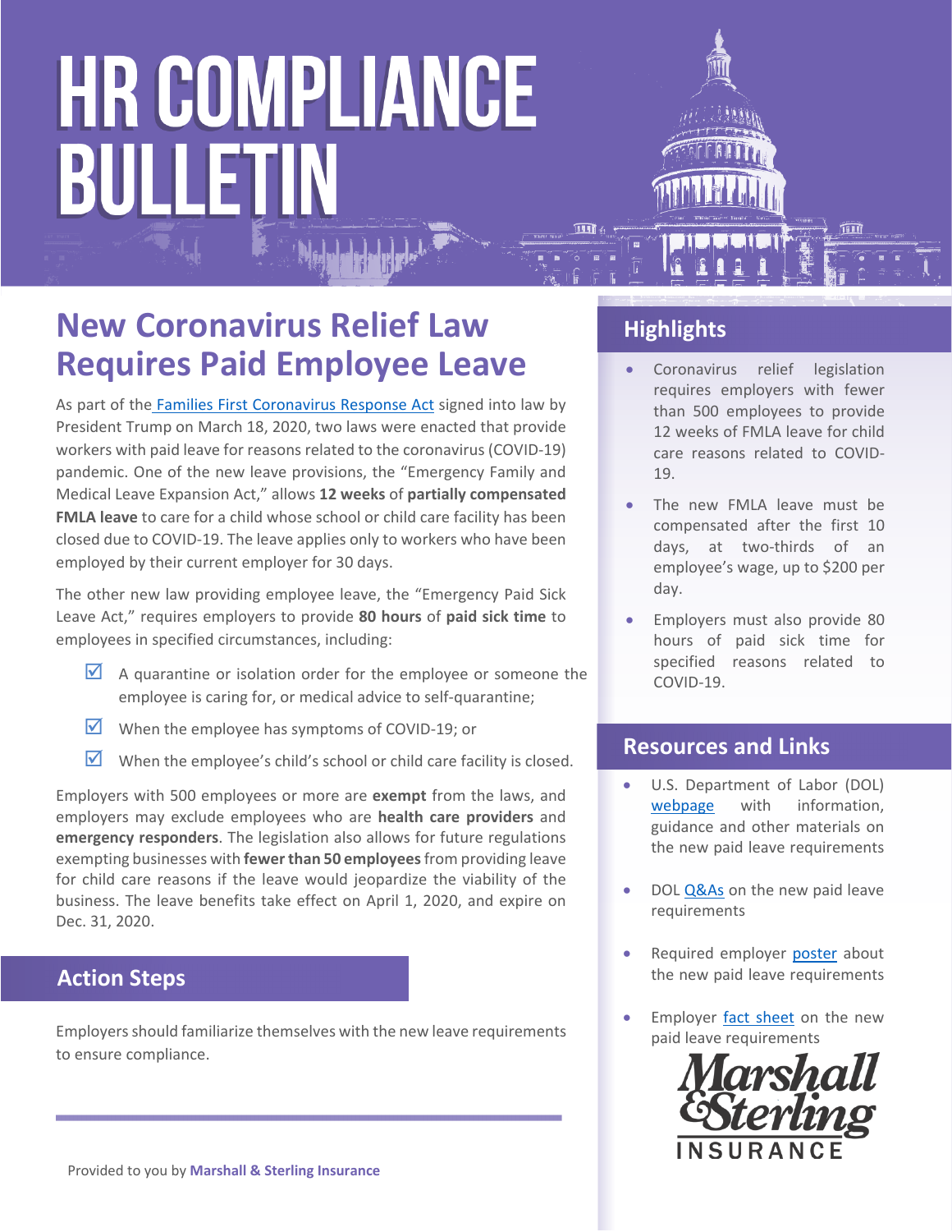# HR COMPLIANCE BULLETIN

## New Coronavirus Relief Law Requires Paid Employee Leave

As part of the Families First Coronavirus Response Act signed into law by President Trump on March 18, 2020, two laws were enacted that provide workers with paid leave for reasons related to the coronavirus (COVID-19) pandemic. One of the new leave provisions, the "Emergency Family and Medical Leave Expansion Act," allows **12 weeks** of **partially compensated FMLA leave** to care for a child whose school or child care facility has been closed due to COVID-19. The leave applies only to workers who have been employed by their current employer for 30 days.

The other new law providing employee leave, the "Emergency Paid Sick Leave Act," requires employers to provide **80 hours** of **paid sick time** to employees in specified circumstances, including:

- ☑ A quarantine or isolation order for the employee or someone the employee is caring for, or medical advice to self-quarantine;
- ☑ When the employee has symptoms of COVID-19; or
- ☑ When the employee's child's school or child care facility is closed.

Employers with 500 employees or more are **exempt** from the laws, and employers may exclude employees who are **health care providers** and **emergency responders**. The legislation also allows for future regulations exempting businesses with **fewer than 50 employees** from providing leave for child care reasons if the leave would jeopardize the viability of the business. The leave benefits take effect on April 1, 2020, and expire on Dec. 31, 2020.

## Action Steps

Employers should familiarize themselves with the new leave requirements to ensure compliance.

Provided to you by **Marshall & Sterling Insurance**

## Highlights

- Coronavirus relief legislation requires employers with fewer than 500 employees to provide 12 weeks of FMLA leave for child care reasons related to COVID-19.
- The new FMLA leave must be compensated after the first 10 days, at two-thirds of an employee's wage, up to $200 per day.
- Employers must also provide 80 hours of paid sick time for specified reasons related to COVID-19.

## Resources and Links

- U.S. Department of Labor (DOL) webpage with information, guidance and other materials on the new paid leave requirements
- DOL Q&As on the new paid leave requirements
- Required employer poster about the new paid leave requirements
- Employer fact sheet on the new paid leave requirements

Marshall & Sterling INSURANCE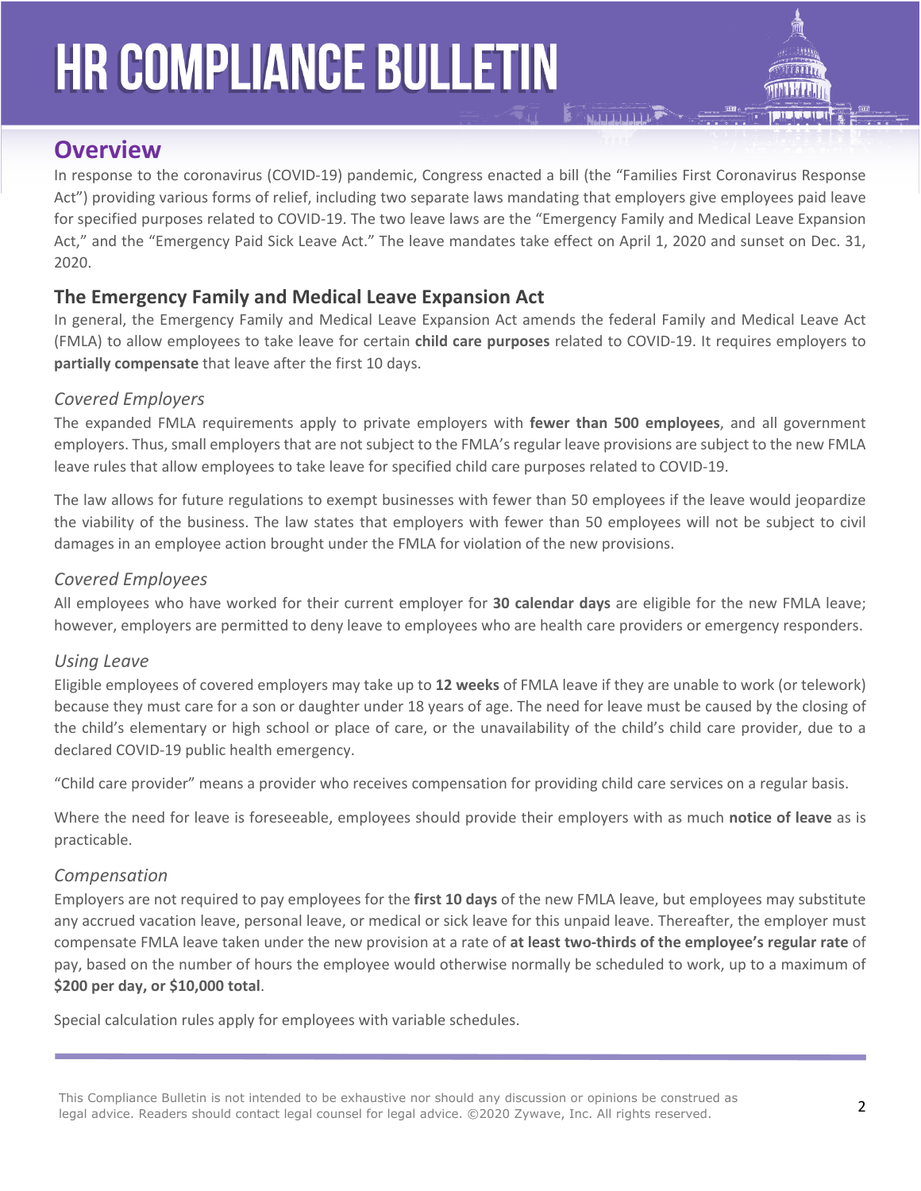# HR COMPLIANCE BULLETIN

## Overview

In response to the coronavirus (COVID-19) pandemic, Congress enacted a bill (the "Families First Coronavirus Response Act") providing various forms of relief, including two separate laws mandating that employers give employees paid leave for specified purposes related to COVID-19. The two leave laws are the "Emergency Family and Medical Leave Expansion Act," and the "Emergency Paid Sick Leave Act." The leave mandates take effect on April 1, 2020 and sunset on Dec. 31, 2020.

### The Emergency Family and Medical Leave Expansion Act

In general, the Emergency Family and Medical Leave Expansion Act amends the federal Family and Medical Leave Act (FMLA) to allow employees to take leave for certain **child care purposes** related to COVID-19. It requires employers to **partially compensate** that leave after the first 10 days.

#### *Covered Employers*

The expanded FMLA requirements apply to private employers with **fewer than 500 employees**, and all government employers. Thus, small employers that are not subject to the FMLA's regular leave provisions are subject to the new FMLA leave rules that allow employees to take leave for specified child care purposes related to COVID-19.

The law allows for future regulations to exempt businesses with fewer than 50 employees if the leave would jeopardize the viability of the business. The law states that employers with fewer than 50 employees will not be subject to civil damages in an employee action brought under the FMLA for violation of the new provisions.

#### *Covered Employees*

All employees who have worked for their current employer for **30 calendar days** are eligible for the new FMLA leave; however, employers are permitted to deny leave to employees who are health care providers or emergency responders.

#### *Using Leave*

Eligible employees of covered employers may take up to **12 weeks** of FMLA leave if they are unable to work (or telework) because they must care for a son or daughter under 18 years of age. The need for leave must be caused by the closing of the child's elementary or high school or place of care, or the unavailability of the child's child care provider, due to a declared COVID-19 public health emergency.

"Child care provider" means a provider who receives compensation for providing child care services on a regular basis.

Where the need for leave is foreseeable, employees should provide their employers with as much **notice of leave** as is practicable.

#### *Compensation*

Employers are not required to pay employees for the **first 10 days** of the new FMLA leave, but employees may substitute any accrued vacation leave, personal leave, or medical or sick leave for this unpaid leave. Thereafter, the employer must compensate FMLA leave taken under the new provision at a rate of **at least two-thirds of the employee's regular rate** of pay, based on the number of hours the employee would otherwise normally be scheduled to work, up to a maximum of **$200 per day, or $10,000 total**.

Special calculation rules apply for employees with variable schedules.

This Compliance Bulletin is not intended to be exhaustive nor should any discussion or opinions be construed as legal advice. Readers should contact legal counsel for legal advice. ©2020 Zywave, Inc. All rights reserved.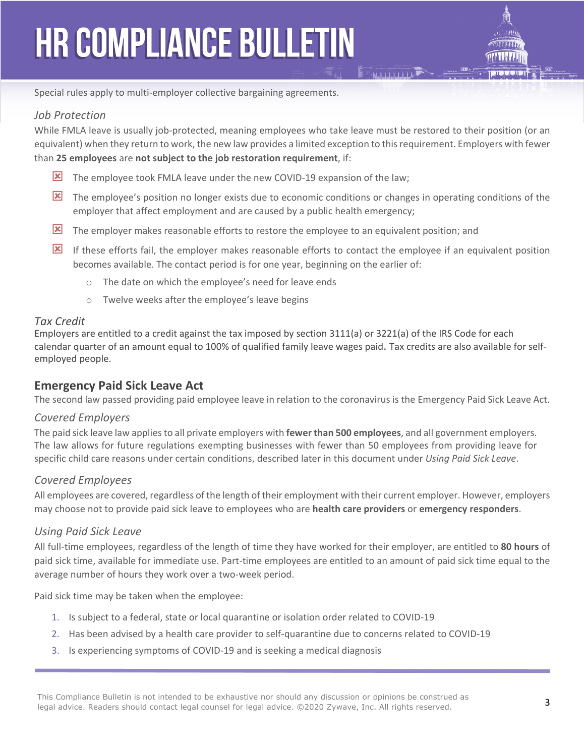Special rules apply to multi-employer collective bargaining agreements.

### *Job Protection*

While FMLA leave is usually job-protected, meaning employees who take leave must be restored to their position (or an equivalent) when they return to work, the new law provides a limited exception to this requirement. Employers with fewer than **25 employees** are **not subject to the job restoration requirement**, if:

- The employee took FMLA leave under the new COVID-19 expansion of the law;
- The employee's position no longer exists due to economic conditions or changes in operating conditions of the employer that affect employment and are caused by a public health emergency;
- The employer makes reasonable efforts to restore the employee to an equivalent position; and
- If these efforts fail, the employer makes reasonable efforts to contact the employee if an equivalent position becomes available. The contact period is for one year, beginning on the earlier of:
  - The date on which the employee's need for leave ends
  - Twelve weeks after the employee's leave begins

### *Tax Credit*

Employers are entitled to a credit against the tax imposed by section 3111(a) or 3221(a) of the IRS Code for each calendar quarter of an amount equal to 100% of qualified family leave wages paid. Tax credits are also available for self-employed people.

## Emergency Paid Sick Leave Act

The second law passed providing paid employee leave in relation to the coronavirus is the Emergency Paid Sick Leave Act.

### *Covered Employers*

The paid sick leave law applies to all private employers with **fewer than 500 employees**, and all government employers. The law allows for future regulations exempting businesses with fewer than 50 employees from providing leave for specific child care reasons under certain conditions, described later in this document under *Using Paid Sick Leave*.

### *Covered Employees*

All employees are covered, regardless of the length of their employment with their current employer. However, employers may choose not to provide paid sick leave to employees who are **health care providers** or **emergency responders**.

### *Using Paid Sick Leave*

All full-time employees, regardless of the length of time they have worked for their employer, are entitled to **80 hours** of paid sick time, available for immediate use. Part-time employees are entitled to an amount of paid sick time equal to the average number of hours they work over a two-week period.

Paid sick time may be taken when the employee:

1. Is subject to a federal, state or local quarantine or isolation order related to COVID-19
2. Has been advised by a health care provider to self-quarantine due to concerns related to COVID-19
3. Is experiencing symptoms of COVID-19 and is seeking a medical diagnosis

This Compliance Bulletin is not intended to be exhaustive nor should any discussion or opinions be construed as legal advice. Readers should contact legal counsel for legal advice. ©2020 Zywave, Inc. All rights reserved.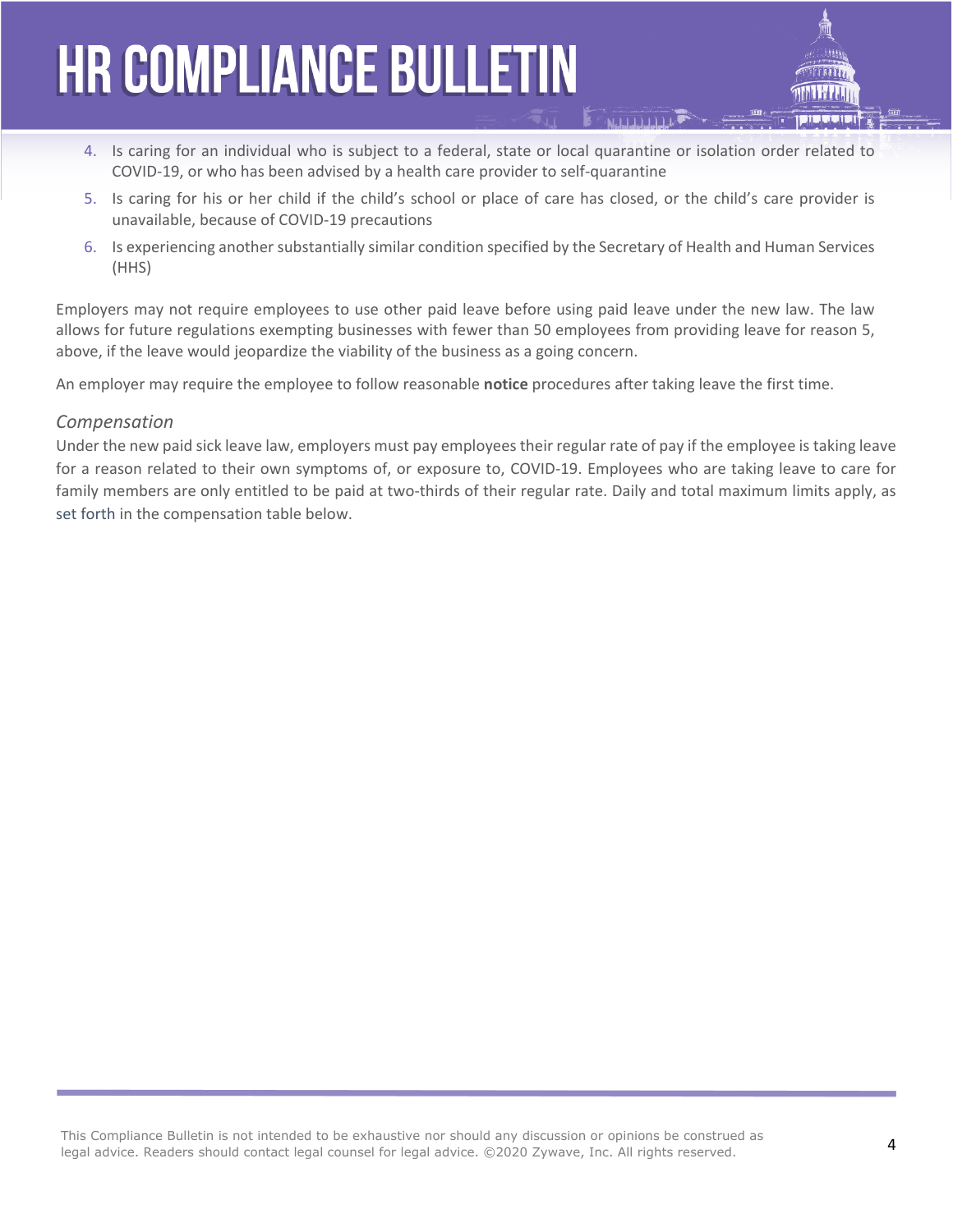4. Is caring for an individual who is subject to a federal, state or local quarantine or isolation order related to COVID-19, or who has been advised by a health care provider to self-quarantine
5. Is caring for his or her child if the child's school or place of care has closed, or the child's care provider is unavailable, because of COVID-19 precautions
6. Is experiencing another substantially similar condition specified by the Secretary of Health and Human Services (HHS)

Employers may not require employees to use other paid leave before using paid leave under the new law. The law allows for future regulations exempting businesses with fewer than 50 employees from providing leave for reason 5, above, if the leave would jeopardize the viability of the business as a going concern.

An employer may require the employee to follow reasonable **notice** procedures after taking leave the first time.

### *Compensation*

Under the new paid sick leave law, employers must pay employees their regular rate of pay if the employee is taking leave for a reason related to their own symptoms of, or exposure to, COVID-19. Employees who are taking leave to care for family members are only entitled to be paid at two-thirds of their regular rate. Daily and total maximum limits apply, as set forth in the compensation table below.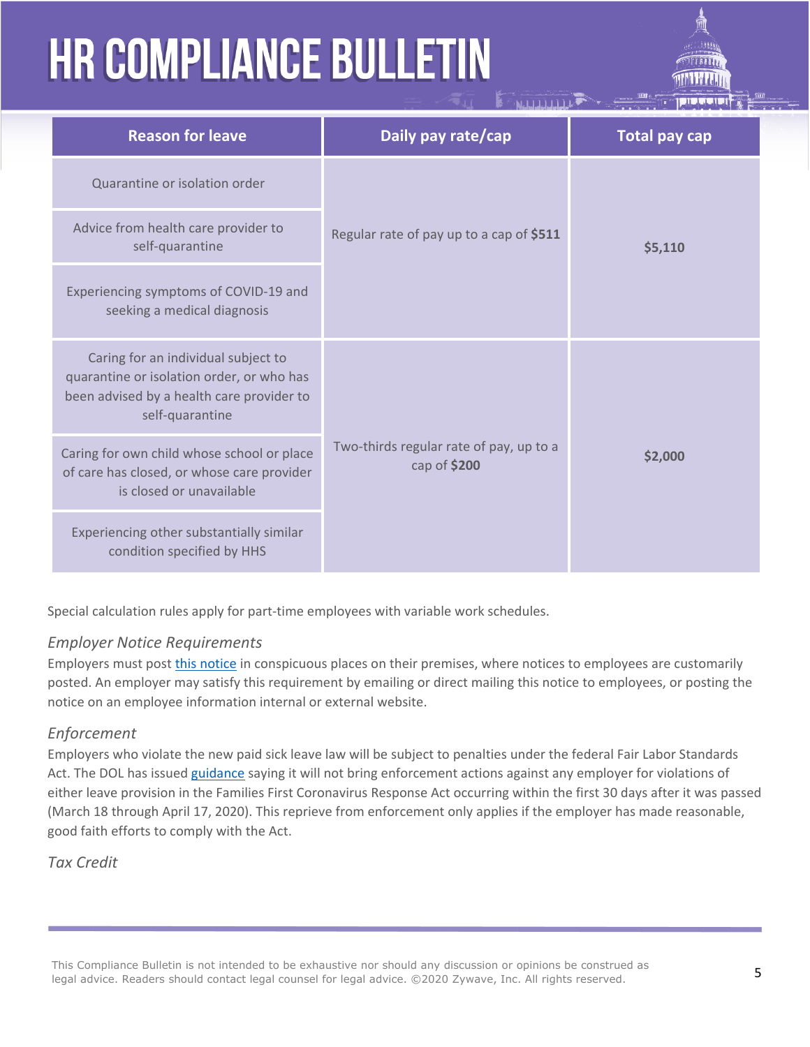| Reason for leave | Daily pay rate/cap | Total pay cap |
|---|---|---|
| Quarantine or isolation order | Regular rate of pay up to a cap of **$511** | **$5,110** |
| Advice from health care provider to self-quarantine | | |
| Experiencing symptoms of COVID-19 and seeking a medical diagnosis | | |
| Caring for an individual subject to quarantine or isolation order, or who has been advised by a health care provider to self-quarantine | Two-thirds regular rate of pay, up to a cap of **$200** | **$2,000** |
| Caring for own child whose school or place of care has closed, or whose care provider is closed or unavailable | | |
| Experiencing other substantially similar condition specified by HHS | | |

Special calculation rules apply for part-time employees with variable work schedules.

### *Employer Notice Requirements*

Employers must post this notice in conspicuous places on their premises, where notices to employees are customarily posted. An employer may satisfy this requirement by emailing or direct mailing this notice to employees, or posting the notice on an employee information internal or external website.

### *Enforcement*

Employers who violate the new paid sick leave law will be subject to penalties under the federal Fair Labor Standards Act. The DOL has issued guidance saying it will not bring enforcement actions against any employer for violations of either leave provision in the Families First Coronavirus Response Act occurring within the first 30 days after it was passed (March 18 through April 17, 2020). This reprieve from enforcement only applies if the employer has made reasonable, good faith efforts to comply with the Act.

### *Tax Credit*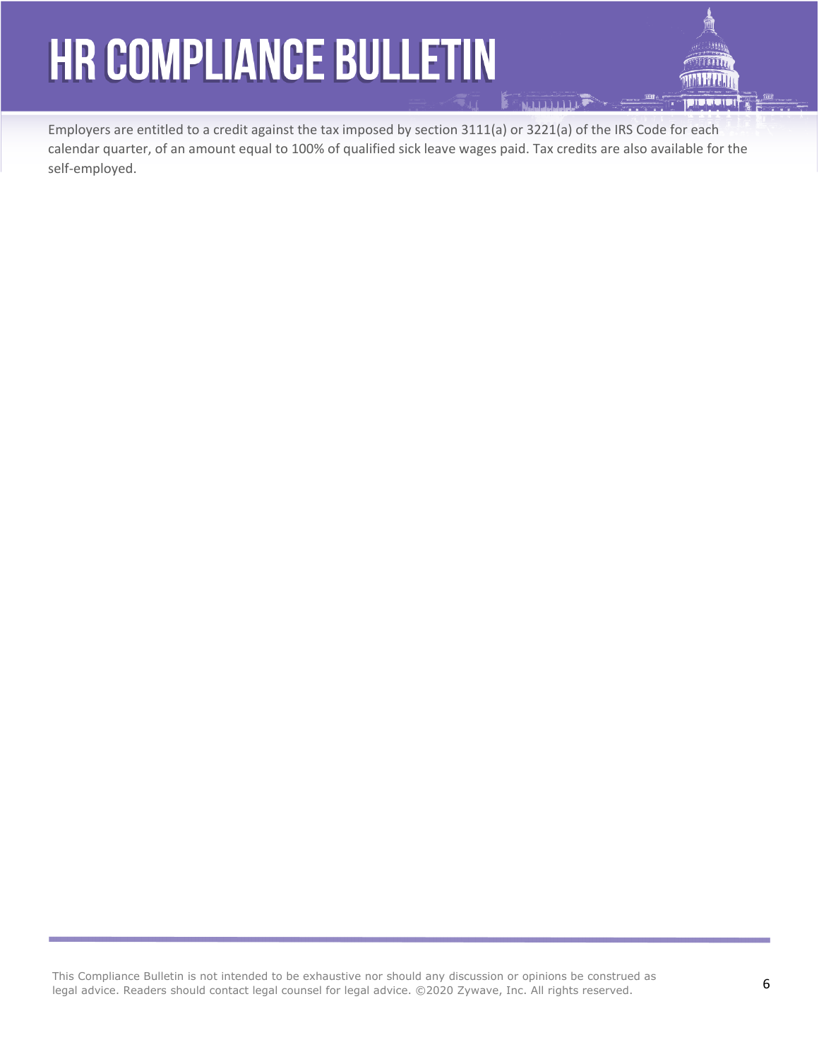Employers are entitled to a credit against the tax imposed by section 3111(a) or 3221(a) of the IRS Code for each calendar quarter, of an amount equal to 100% of qualified sick leave wages paid. Tax credits are also available for the self-employed.

This Compliance Bulletin is not intended to be exhaustive nor should any discussion or opinions be construed as legal advice. Readers should contact legal counsel for legal advice. ©2020 Zywave, Inc. All rights reserved.